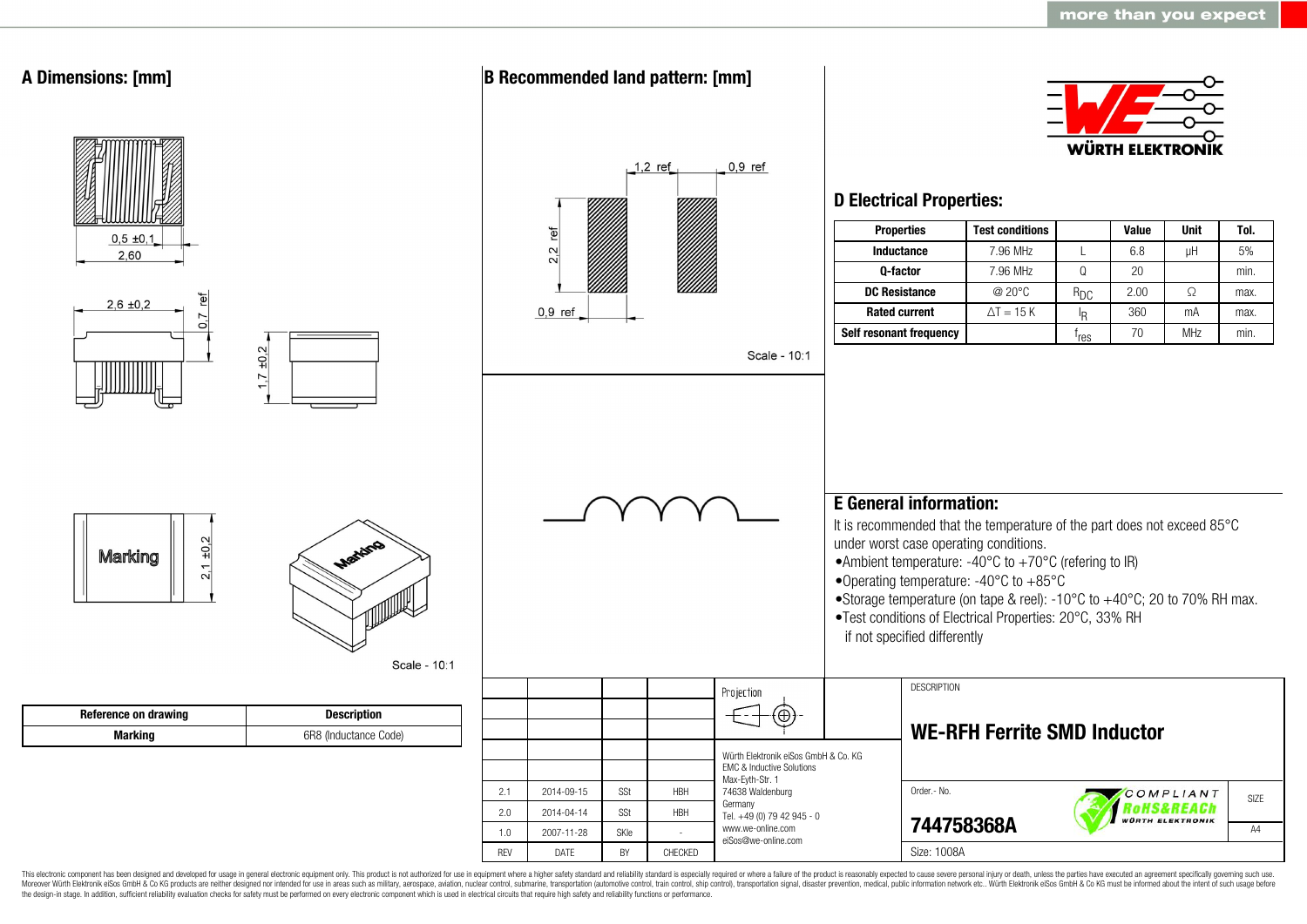## A Dimensions: [mm]

0,5 ±0,1

2,60

2,6 ±0,2

0,7 ref

1,7 ±0,2

Marking

2,1 ±0,2

Scale - 10:1

| Reference on drawing | Description |
|---|---|
| Marking | 6R8 (Inductance Code) |

## B Recommended land pattern: [mm]

1,2 ref

0,9 ref

2,2 ref

0,9 ref

Scale - 10:1

WÜRTH ELEKTRONIK

## D Electrical Properties:

| Properties | Test conditions | | Value | Unit | Tol. |
|---|---|---|---|---|---|
| Inductance | 7.96 MHz | L | 6.8 | µH | 5% |
| Q-factor | 7.96 MHz | Q | 20 | | min. |
| DC Resistance | @ 20°C | $R_{DC}$ | 2.00 | Ω | max. |
| Rated current | ΔT = 15 K | $I_R$ | 360 | mA | max. |
| Self resonant frequency | | $f_{res}$ | 70 | MHz | min. |

## E General information:

It is recommended that the temperature of the part does not exceed 85°C under worst case operating conditions.

- Ambient temperature: -40°C to +70°C (refering to IR)
- Operating temperature: -40°C to +85°C
- Storage temperature (on tape & reel): -10°C to +40°C; 20 to 70% RH max.
- Test conditions of Electrical Properties: 20°C, 33% RH if not specified differently

| REV | DATE | BY | CHECKED |
|---|---|---|---|
| 2.1 | 2014-09-15 | SSt | HBH |
| 2.0 | 2014-04-14 | SSt | HBH |
| 1.0 | 2007-11-28 | SKle | - |

Projection

Würth Elektronik eiSos GmbH & Co. KG
EMC & Inductive Solutions
Max-Eyth-Str. 1
74638 Waldenburg
Germany
Tel. +49 (0) 79 42 945 - 0
www.we-online.com
eiSos@we-online.com

DESCRIPTION

# WE-RFH Ferrite SMD Inductor

Order.- No.

**744758368A**

COMPLIANT RoHS&REACh WÜRTH ELEKTRONIK

SIZE A4

Size: 1008A

This electronic component has been designed and developed for usage in general electronic equipment only. This product is not authorized for use in equipment where a higher safety standard and reliability standard is especially required or where a failure of the product is reasonably expected to cause severe personal injury or death, unless the parties have executed an agreement specifically governing such use. Moreover Würth Elektronik eiSos GmbH & Co KG products are neither designed nor intended for use in areas such as military, aerospace, aviation, nuclear control, submarine, transportation (automotive control, train control, ship control), transportation signal, disaster prevention, medical, public information network etc.. Würth Elektronik eiSos GmbH & Co KG must be informed about the intent of such usage before the design-in stage. In addition, sufficient reliability evaluation checks for safety must be performed on every electronic component which is used in electrical circuits that require high safety and reliability functions or performance.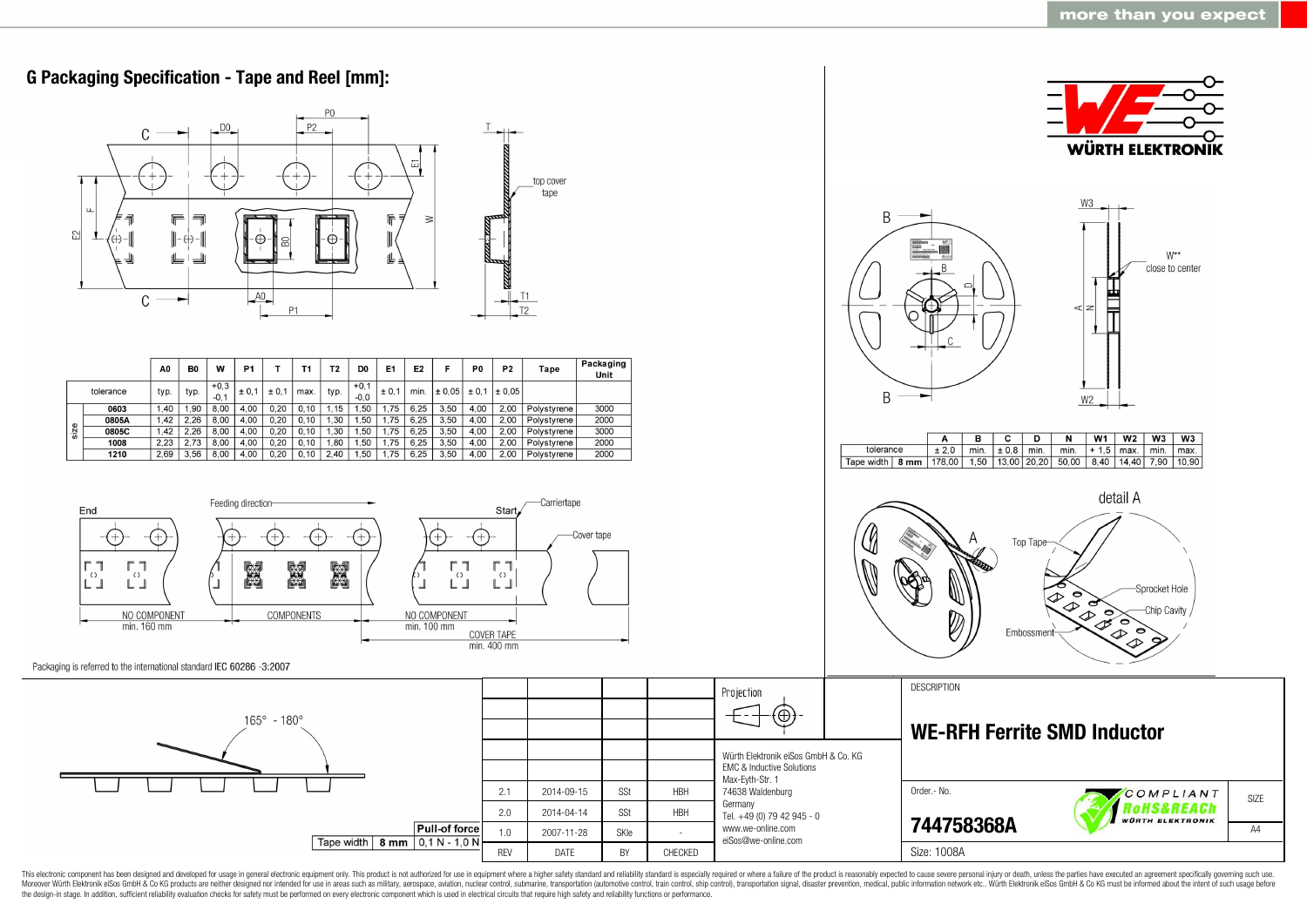## G Packaging Specification - Tape and Reel [mm]:

| | | A0 | B0 | W | P1 | T | T1 | T2 | D0 | E1 | E2 | F | P0 | P2 | Tape | Packaging Unit |
|---|---|---|---|---|---|---|---|---|---|---|---|---|---|---|---|---|
| tolerance | | typ. | typ. | +0,3 -0,1 | ± 0,1 | ± 0,1 | max. | typ. | +0,1 -0,0 | ± 0,1 | min. | ± 0,05 | ± 0,1 | ± 0,05 | | |
| size | 0603 | 1,40 | 1,90 | 8,00 | 4,00 | 0,20 | 0,10 | 1,15 | 1,50 | 1,75 | 6,25 | 3,50 | 4,00 | 2,00 | Polystyrene | 3000 |
| | 0805A | 1,42 | 2,26 | 8,00 | 4,00 | 0,20 | 0,10 | 1,30 | 1,50 | 1,75 | 6,25 | 3,50 | 4,00 | 2,00 | Polystyrene | 2000 |
| | 0805C | 1,42 | 2,26 | 8,00 | 4,00 | 0,20 | 0,10 | 1,30 | 1,50 | 1,75 | 6,25 | 3,50 | 4,00 | 2,00 | Polystyrene | 3000 |
| | 1008 | 2,23 | 2,73 | 8,00 | 4,00 | 0,20 | 0,10 | 1,80 | 1,50 | 1,75 | 6,25 | 3,50 | 4,00 | 2,00 | Polystyrene | 2000 |
| | 1210 | 2,69 | 3,56 | 8,00 | 4,00 | 0,20 | 0,10 | 2,40 | 1,50 | 1,75 | 6,25 | 3,50 | 4,00 | 2,00 | Polystyrene | 2000 |

End — Feeding direction — Start — Carriertape — Cover tape

NO COMPONENT min. 160 mm | COMPONENTS | NO COMPONENT min. 100 mm | COVER TAPE min. 400 mm

Packaging is referred to the international standard IEC 60286 -3:2007

W** close to center

| | | A | B | C | D | N | W1 | W2 | W3 | W3 |
|---|---|---|---|---|---|---|---|---|---|---|
| tolerance | | ± 2,0 | min. | ± 0,8 | min. | min. | + 1,5 | max. | min. | max. |
| Tape width | 8 mm | 178,00 | 1,50 | 13,00 | 20,20 | 50,00 | 8,40 | 14,40 | 7,90 | 10,90 |

detail A: Top Tape, Sprocket Hole, Chip Cavity, Embossment

165° - 180°

| Tape width | 8 mm | Pull-of force 0,1 N - 1,0 N |
|---|---|---|

| REV | DATE | BY | CHECKED |
|---|---|---|---|
| 2.1 | 2014-09-15 | SSt | HBH |
| 2.0 | 2014-04-14 | SSt | HBH |
| 1.0 | 2007-11-28 | SKle | - |

Projection

Würth Elektronik eiSos GmbH & Co. KG
EMC & Inductive Solutions
Max-Eyth-Str. 1
74638 Waldenburg
Germany
Tel. +49 (0) 79 42 945 - 0
www.we-online.com
eiSos@we-online.com

DESCRIPTION

**WE-RFH Ferrite SMD Inductor**

Order.- No. **744758368A**

SIZE A4

Size: 1008A

This electronic component has been designed and developed for usage in general electronic equipment only. This product is not authorized for use in equipment where a higher safety standard and reliability standard is especially required or where a failure of the product is reasonably expected to cause severe personal injury or death, unless the parties have executed an agreement specifically governing such use. Moreover Würth Elektronik eiSos GmbH & Co KG products are neither designed nor intended for use in areas such as military, aerospace, aviation, nuclear control, submarine, transportation (automotive control, train control, ship control), transportation signal, disaster prevention, medical, public information network etc.. Würth Elektronik eiSos GmbH & Co KG must be informed about the intent of such usage before the design-in stage. In addition, sufficient reliability evaluation checks for safety must be performed on every electronic component which is used in electrical circuits that require high safety and reliability functions or performance.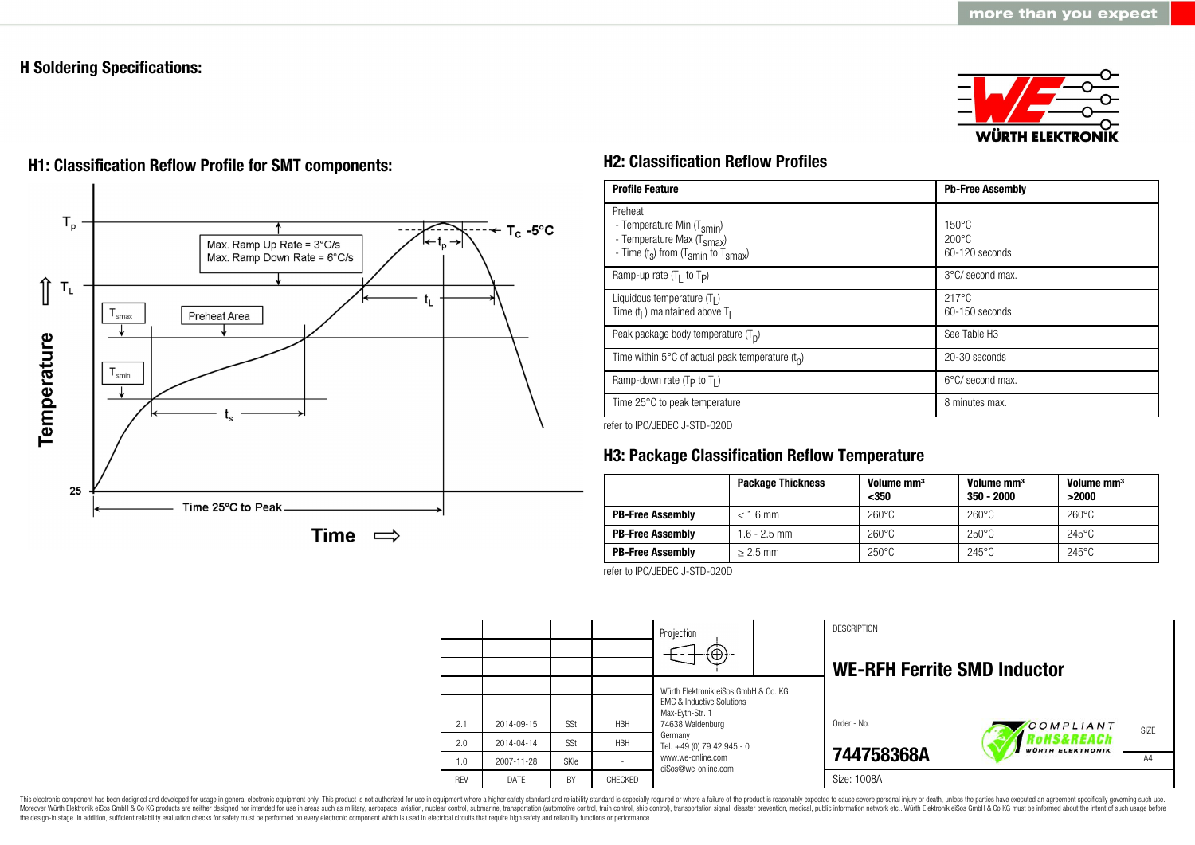# H Soldering Specifications:

## H1: Classification Reflow Profile for SMT components:

$T_p$

Max. Ramp Up Rate = 3°C/s
Max. Ramp Down Rate = 6°C/s

$T_C$ -5°C

$t_p$

$T_L$

$t_L$

$T_{smax}$

Preheat Area

$T_{smin}$

$t_s$

Temperature

25

Time 25°C to Peak

Time ⇨

## H2: Classification Reflow Profiles

| Profile Feature | Pb-Free Assembly |
|---|---|
| Preheat<br>- Temperature Min ($T_{smin}$)<br>- Temperature Max ($T_{smax}$)<br>- Time ($t_s$) from ($T_{smin}$ to $T_{smax}$) | <br>150°C<br>200°C<br>60-120 seconds |
| Ramp-up rate ($T_L$ to $T_P$) | 3°C/ second max. |
| Liquidous temperature ($T_L$)<br>Time ($t_L$) maintained above $T_L$ | 217°C<br>60-150 seconds |
| Peak package body temperature ($T_p$) | See Table H3 |
| Time within 5°C of actual peak temperature ($t_p$) | 20-30 seconds |
| Ramp-down rate ($T_P$ to $T_L$) | 6°C/ second max. |
| Time 25°C to peak temperature | 8 minutes max. |

refer to IPC/JEDEC J-STD-020D

## H3: Package Classification Reflow Temperature

| | Package Thickness | Volume mm³ <350 | Volume mm³ 350 - 2000 | Volume mm³ >2000 |
|---|---|---|---|---|
| **PB-Free Assembly** | < 1.6 mm | 260°C | 260°C | 260°C |
| **PB-Free Assembly** | 1.6 - 2.5 mm | 260°C | 250°C | 245°C |
| **PB-Free Assembly** | ≥ 2.5 mm | 250°C | 245°C | 245°C |

refer to IPC/JEDEC J-STD-020D

| | | | |
|---|---|---|---|
| 2.1 | 2014-09-15 | SSt | HBH |
| 2.0 | 2014-04-14 | SSt | HBH |
| 1.0 | 2007-11-28 | SKle | - |
| REV | DATE | BY | CHECKED |

Projection

Würth Elektronik eiSos GmbH & Co. KG
EMC & Inductive Solutions
Max-Eyth-Str. 1
74638 Waldenburg
Germany
Tel. +49 (0) 79 42 945 - 0
www.we-online.com
eiSos@we-online.com

DESCRIPTION

**WE-RFH Ferrite SMD Inductor**

Order.- No.

**744758368A**

SIZE A4

Size: 1008A

This electronic component has been designed and developed for usage in general electronic equipment only. This product is not authorized for use in equipment where a higher safety standard and reliability standard is especially required or where a failure of the product is reasonably expected to cause severe personal injury or death, unless the parties have executed an agreement specifically governing such use. Moreover Würth Elektronik eiSos GmbH & Co KG products are neither designed nor intended for use in areas such as military, aerospace, aviation, nuclear control, submarine, transportation (automotive control, train control, ship control), transportation signal, disaster prevention, medical, public information network etc.. Würth Elektronik eiSos GmbH & Co KG must be informed about the intent of such usage before the design-in stage. In addition, sufficient reliability evaluation checks for safety must be performed on every electronic component which is used in electrical circuits that require high safety and reliability functions or performance.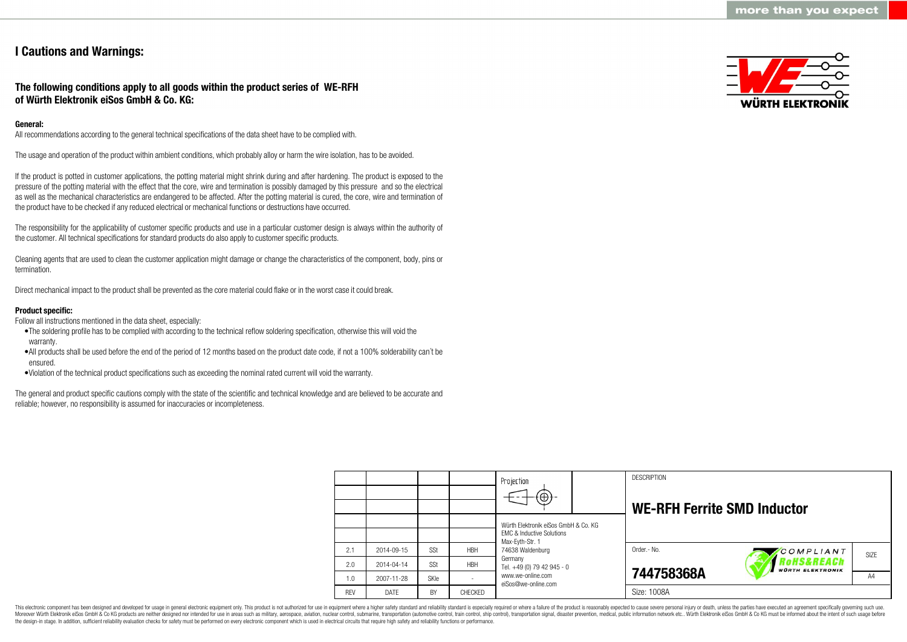# I Cautions and Warnings:

## The following conditions apply to all goods within the product series of WE-RFH of Würth Elektronik eiSos GmbH & Co. KG:

**General:**

All recommendations according to the general technical specifications of the data sheet have to be complied with.

The usage and operation of the product within ambient conditions, which probably alloy or harm the wire isolation, has to be avoided.

If the product is potted in customer applications, the potting material might shrink during and after hardening. The product is exposed to the pressure of the potting material with the effect that the core, wire and termination is possibly damaged by this pressure and so the electrical as well as the mechanical characteristics are endangered to be affected. After the potting material is cured, the core, wire and termination of the product have to be checked if any reduced electrical or mechanical functions or destructions have occurred.

The responsibility for the applicability of customer specific products and use in a particular customer design is always within the authority of the customer. All technical specifications for standard products do also apply to customer specific products.

Cleaning agents that are used to clean the customer application might damage or change the characteristics of the component, body, pins or termination.

Direct mechanical impact to the product shall be prevented as the core material could flake or in the worst case it could break.

**Product specific:**

Follow all instructions mentioned in the data sheet, especially:

- The soldering profile has to be complied with according to the technical reflow soldering specification, otherwise this will void the warranty.
- All products shall be used before the end of the period of 12 months based on the product date code, if not a 100% solderability can´t be ensured.
- Violation of the technical product specifications such as exceeding the nominal rated current will void the warranty.

The general and product specific cautions comply with the state of the scientific and technical knowledge and are believed to be accurate and reliable; however, no responsibility is assumed for inaccuracies or incompleteness.

| | | | | Projection | DESCRIPTION |
|---|---|---|---|---|---|
| | | | | | **WE-RFH Ferrite SMD Inductor** |
| | | | | Würth Elektronik eiSos GmbH & Co. KG<br>EMC & Inductive Solutions<br>Max-Eyth-Str. 1<br>74638 Waldenburg<br>Germany<br>Tel. +49 (0) 79 42 945 - 0<br>www.we-online.com<br>eiSos@we-online.com | |
| 2.1 | 2014-09-15 | SSt | HBH | | Order.- No. **744758368A** |
| 2.0 | 2014-04-14 | SSt | HBH | | SIZE A4 |
| 1.0 | 2007-11-28 | SKle | - | | |
| REV | DATE | BY | CHECKED | | Size: 1008A |

This electronic component has been designed and developed for usage in general electronic equipment only. This product is not authorized for use in equipment where a higher safety standard and reliability standard is especially required or where a failure of the product is reasonably expected to cause severe personal injury or death, unless the parties have executed an agreement specifically governing such use. Moreover Würth Elektronik eiSos GmbH & Co KG products are neither designed nor intended for use in areas such as military, aerospace, aviation, nuclear control, submarine, transportation (automotive control, train control, ship control), transportation signal, disaster prevention, medical, public information network etc.. Würth Elektronik eiSos GmbH & Co KG must be informed about the intent of such usage before the design-in stage. In addition, sufficient reliability evaluation checks for safety must be performed on every electronic component which is used in electrical circuits that require high safety and reliability functions or performance.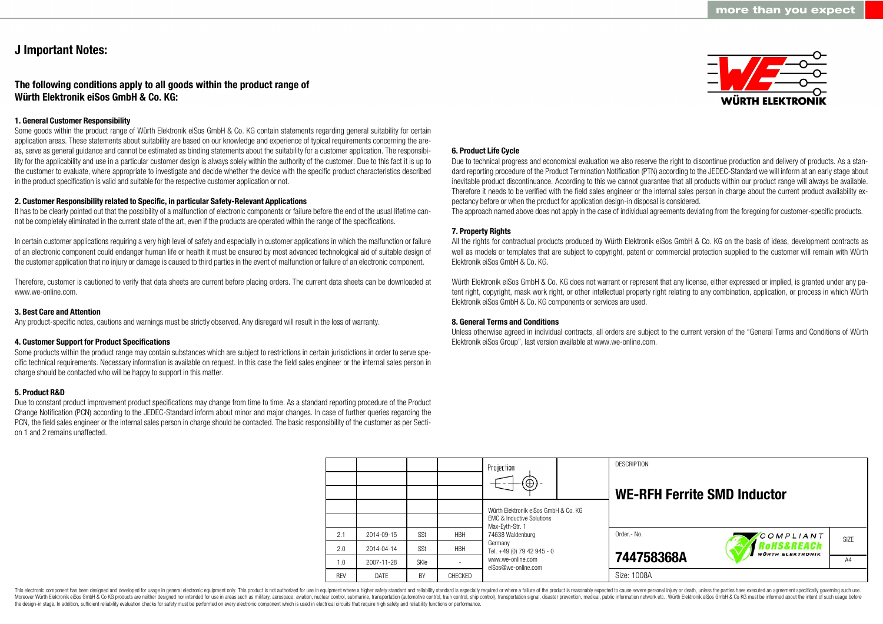## J Important Notes:

### The following conditions apply to all goods within the product range of Würth Elektronik eiSos GmbH & Co. KG:

**1. General Customer Responsibility**

Some goods within the product range of Würth Elektronik eiSos GmbH & Co. KG contain statements regarding general suitability for certain application areas. These statements about suitability are based on our knowledge and experience of typical requirements concerning the areas, serve as general guidance and cannot be estimated as binding statements about the suitability for a customer application. The responsibility for the applicability and use in a particular customer design is always solely within the authority of the customer. Due to this fact it is up to the customer to evaluate, where appropriate to investigate and decide whether the device with the specific product characteristics described in the product specification is valid and suitable for the respective customer application or not.

**2. Customer Responsibility related to Specific, in particular Safety-Relevant Applications**

It has to be clearly pointed out that the possibility of a malfunction of electronic components or failure before the end of the usual lifetime cannot be completely eliminated in the current state of the art, even if the products are operated within the range of the specifications.

In certain customer applications requiring a very high level of safety and especially in customer applications in which the malfunction or failure of an electronic component could endanger human life or health it must be ensured by most advanced technological aid of suitable design of the customer application that no injury or damage is caused to third parties in the event of malfunction or failure of an electronic component.

Therefore, customer is cautioned to verify that data sheets are current before placing orders. The current data sheets can be downloaded at www.we-online.com.

**3. Best Care and Attention**

Any product-specific notes, cautions and warnings must be strictly observed. Any disregard will result in the loss of warranty.

**4. Customer Support for Product Specifications**

Some products within the product range may contain substances which are subject to restrictions in certain jurisdictions in order to serve specific technical requirements. Necessary information is available on request. In this case the field sales engineer or the internal sales person in charge should be contacted who will be happy to support in this matter.

**5. Product R&D**

Due to constant product improvement product specifications may change from time to time. As a standard reporting procedure of the Product Change Notification (PCN) according to the JEDEC-Standard inform about minor and major changes. In case of further queries regarding the PCN, the field sales engineer or the internal sales person in charge should be contacted. The basic responsibility of the customer as per Section 1 and 2 remains unaffected.

**6. Product Life Cycle**

Due to technical progress and economical evaluation we also reserve the right to discontinue production and delivery of products. As a standard reporting procedure of the Product Termination Notification (PTN) according to the JEDEC-Standard we will inform at an early stage about inevitable product discontinuance. According to this we cannot guarantee that all products within our product range will always be available. Therefore it needs to be verified with the field sales engineer or the internal sales person in charge about the current product availability expectancy before or when the product for application design-in disposal is considered.

The approach named above does not apply in the case of individual agreements deviating from the foregoing for customer-specific products.

**7. Property Rights**

All the rights for contractual products produced by Würth Elektronik eiSos GmbH & Co. KG on the basis of ideas, development contracts as well as models or templates that are subject to copyright, patent or commercial protection supplied to the customer will remain with Würth Elektronik eiSos GmbH & Co. KG.

Würth Elektronik eiSos GmbH & Co. KG does not warrant or represent that any license, either expressed or implied, is granted under any patent right, copyright, mask work right, or other intellectual property right relating to any combination, application, or process in which Würth Elektronik eiSos GmbH & Co. KG components or services are used.

**8. General Terms and Conditions**

Unless otherwise agreed in individual contracts, all orders are subject to the current version of the "General Terms and Conditions of Würth Elektronik eiSos Group", last version available at www.we-online.com.

| REV | DATE | BY | CHECKED |
|---|---|---|---|
| 2.1 | 2014-09-15 | SSt | HBH |
| 2.0 | 2014-04-14 | SSt | HBH |
| 1.0 | 2007-11-28 | SKle | - |

Projection

Würth Elektronik eiSos GmbH & Co. KG
EMC & Inductive Solutions
Max-Eyth-Str. 1
74638 Waldenburg
Germany
Tel. +49 (0) 79 42 945 - 0
www.we-online.com
eiSos@we-online.com

DESCRIPTION

**WE-RFH Ferrite SMD Inductor**

Order.- No.

**744758368A**

COMPLIANT RoHS&REACh WÜRTH ELEKTRONIK

SIZE A4

Size: 1008A

This electronic component has been designed and developed for usage in general electronic equipment only. This product is not authorized for use in equipment where a higher safety standard and reliability standard is especially required or where a failure of the product is reasonably expected to cause severe personal injury or death, unless the parties have executed an agreement specifically governing such use. Moreover Würth Elektronik eiSos GmbH & Co KG products are neither designed nor intended for use in areas such as military, aerospace, aviation, nuclear control, submarine, transportation (automotive control, train control, ship control), transportation signal, disaster prevention, medical, public information network etc.. Würth Elektronik eiSos GmbH & Co KG must be informed about the intent of such usage before the design-in stage. In addition, sufficient reliability evaluation checks for safety must be performed on every electronic component which is used in electrical circuits that require high safety and reliability functions or performance.